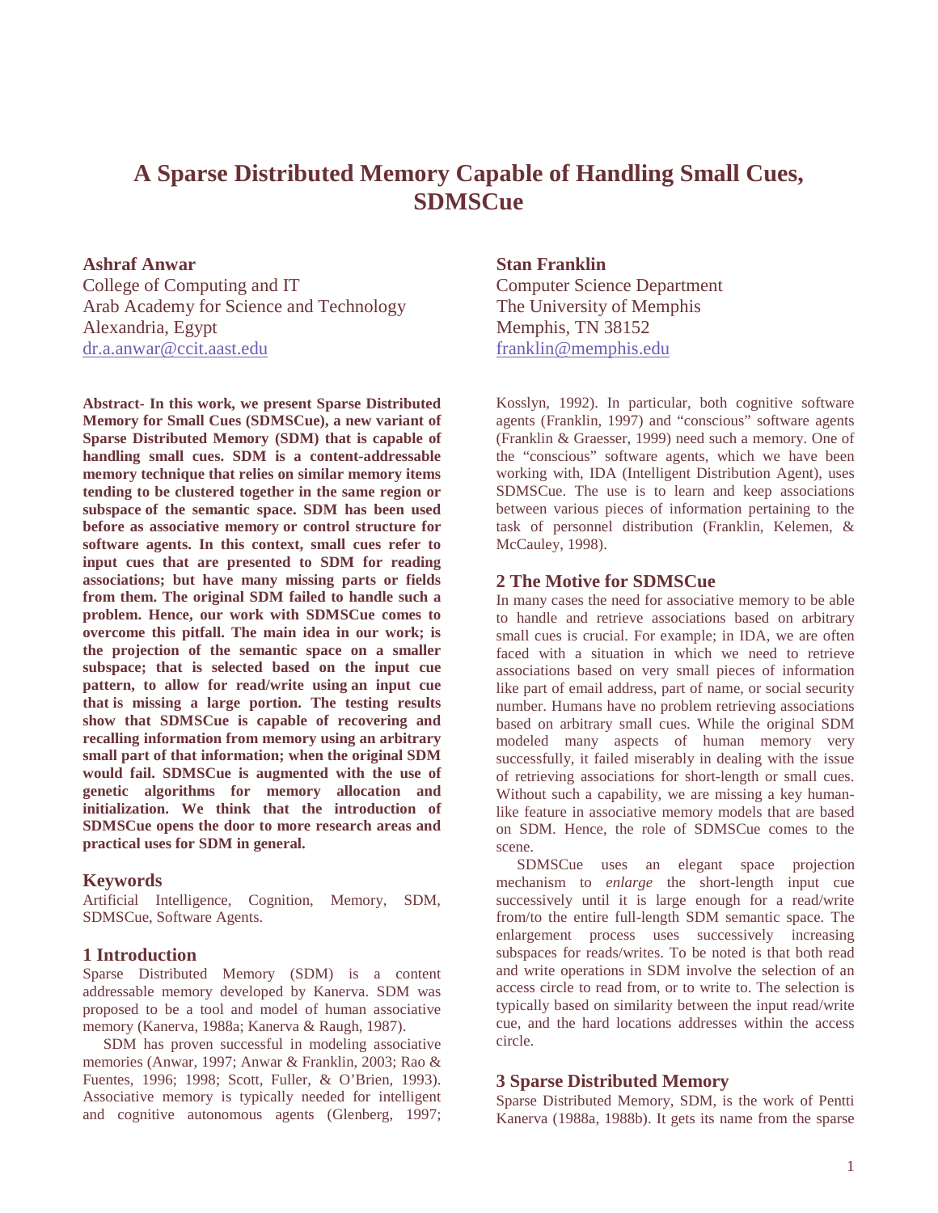# A Sparse Distributed Memory Capable of Handling Small Cues, SDMSCue

**Ashraf Anwar**
College of Computing and IT
Arab Academy for Science and Technology
Alexandria, Egypt
dr.a.anwar@ccit.aast.edu

**Stan Franklin**
Computer Science Department
The University of Memphis
Memphis, TN 38152
franklin@memphis.edu

**Abstract- In this work, we present Sparse Distributed Memory for Small Cues (SDMSCue), a new variant of Sparse Distributed Memory (SDM) that is capable of handling small cues. SDM is a content-addressable memory technique that relies on similar memory items tending to be clustered together in the same region or subspace of the semantic space. SDM has been used before as associative memory or control structure for software agents. In this context, small cues refer to input cues that are presented to SDM for reading associations; but have many missing parts or fields from them. The original SDM failed to handle such a problem. Hence, our work with SDMSCue comes to overcome this pitfall. The main idea in our work; is the projection of the semantic space on a smaller subspace; that is selected based on the input cue pattern, to allow for read/write using an input cue that is missing a large portion. The testing results show that SDMSCue is capable of recovering and recalling information from memory using an arbitrary small part of that information; when the original SDM would fail. SDMSCue is augmented with the use of genetic algorithms for memory allocation and initialization. We think that the introduction of SDMSCue opens the door to more research areas and practical uses for SDM in general.**

## Keywords

Artificial Intelligence, Cognition, Memory, SDM, SDMSCue, Software Agents.

## 1 Introduction

Sparse Distributed Memory (SDM) is a content addressable memory developed by Kanerva. SDM was proposed to be a tool and model of human associative memory (Kanerva, 1988a; Kanerva & Raugh, 1987).

SDM has proven successful in modeling associative memories (Anwar, 1997; Anwar & Franklin, 2003; Rao & Fuentes, 1996; 1998; Scott, Fuller, & O'Brien, 1993). Associative memory is typically needed for intelligent and cognitive autonomous agents (Glenberg, 1997; Kosslyn, 1992). In particular, both cognitive software agents (Franklin, 1997) and "conscious" software agents (Franklin & Graesser, 1999) need such a memory. One of the "conscious" software agents, which we have been working with, IDA (Intelligent Distribution Agent), uses SDMSCue. The use is to learn and keep associations between various pieces of information pertaining to the task of personnel distribution (Franklin, Kelemen, & McCauley, 1998).

## 2 The Motive for SDMSCue

In many cases the need for associative memory to be able to handle and retrieve associations based on arbitrary small cues is crucial. For example; in IDA, we are often faced with a situation in which we need to retrieve associations based on very small pieces of information like part of email address, part of name, or social security number. Humans have no problem retrieving associations based on arbitrary small cues. While the original SDM modeled many aspects of human memory very successfully, it failed miserably in dealing with the issue of retrieving associations for short-length or small cues. Without such a capability, we are missing a key human-like feature in associative memory models that are based on SDM. Hence, the role of SDMSCue comes to the scene.

SDMSCue uses an elegant space projection mechanism to *enlarge* the short-length input cue successively until it is large enough for a read/write from/to the entire full-length SDM semantic space. The enlargement process uses successively increasing subspaces for reads/writes. To be noted is that both read and write operations in SDM involve the selection of an access circle to read from, or to write to. The selection is typically based on similarity between the input read/write cue, and the hard locations addresses within the access circle.

## 3 Sparse Distributed Memory

Sparse Distributed Memory, SDM, is the work of Pentti Kanerva (1988a, 1988b). It gets its name from the sparse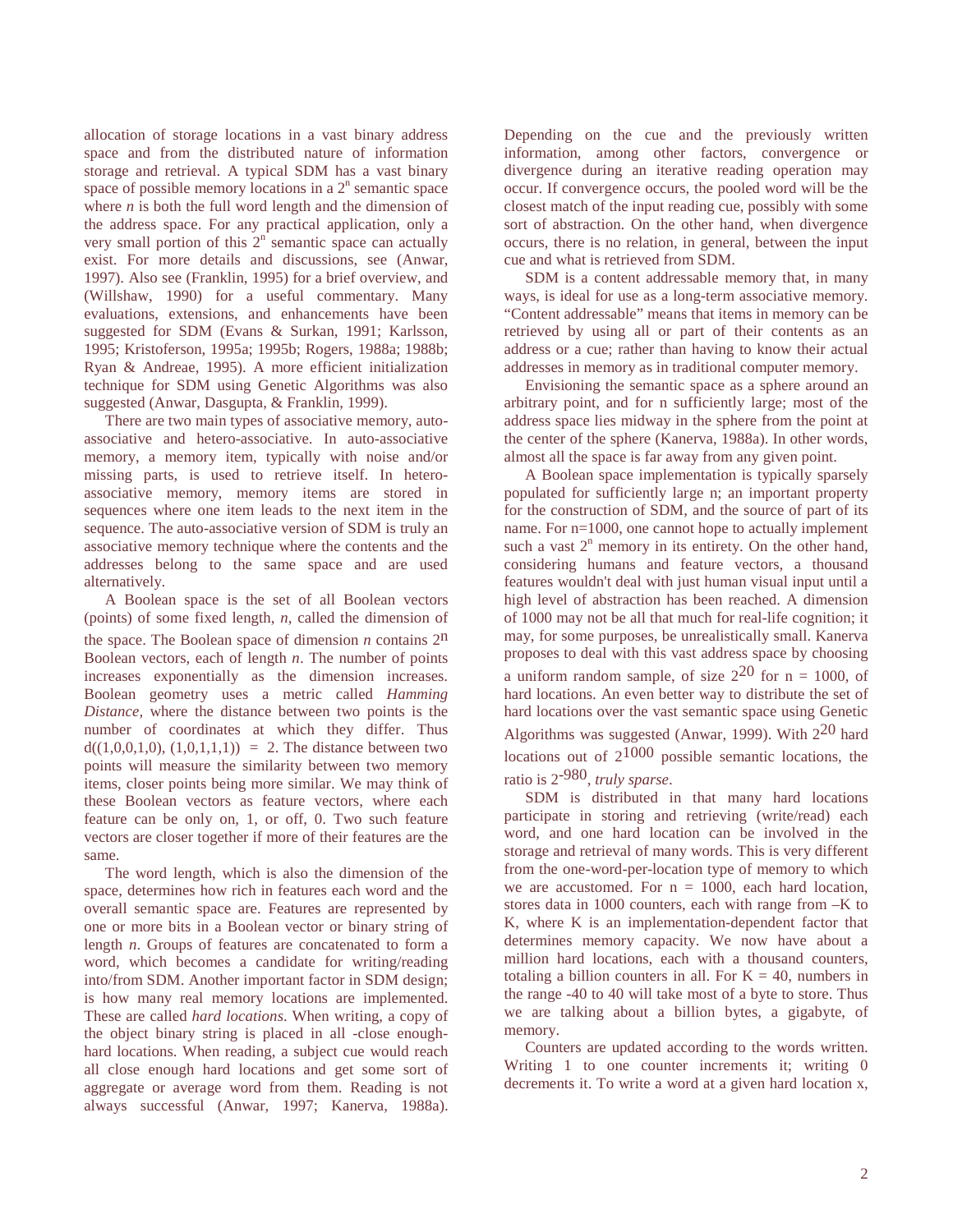allocation of storage locations in a vast binary address space and from the distributed nature of information storage and retrieval. A typical SDM has a vast binary space of possible memory locations in a $2^n$ semantic space where *n* is both the full word length and the dimension of the address space. For any practical application, only a very small portion of this $2^n$ semantic space can actually exist. For more details and discussions, see (Anwar, 1997). Also see (Franklin, 1995) for a brief overview, and (Willshaw, 1990) for a useful commentary. Many evaluations, extensions, and enhancements have been suggested for SDM (Evans & Surkan, 1991; Karlsson, 1995; Kristoferson, 1995a; 1995b; Rogers, 1988a; 1988b; Ryan & Andreae, 1995). A more efficient initialization technique for SDM using Genetic Algorithms was also suggested (Anwar, Dasgupta, & Franklin, 1999).

There are two main types of associative memory, auto-associative and hetero-associative. In auto-associative memory, a memory item, typically with noise and/or missing parts, is used to retrieve itself. In hetero-associative memory, memory items are stored in sequences where one item leads to the next item in the sequence. The auto-associative version of SDM is truly an associative memory technique where the contents and the addresses belong to the same space and are used alternatively.

A Boolean space is the set of all Boolean vectors (points) of some fixed length, *n*, called the dimension of the space. The Boolean space of dimension *n* contains $2^n$ Boolean vectors, each of length *n*. The number of points increases exponentially as the dimension increases. Boolean geometry uses a metric called *Hamming Distance*, where the distance between two points is the number of coordinates at which they differ. Thus $d((1,0,0,1,0), (1,0,1,1,1)) = 2$. The distance between two points will measure the similarity between two memory items, closer points being more similar. We may think of these Boolean vectors as feature vectors, where each feature can be only on, 1, or off, 0. Two such feature vectors are closer together if more of their features are the same.

The word length, which is also the dimension of the space, determines how rich in features each word and the overall semantic space are. Features are represented by one or more bits in a Boolean vector or binary string of length *n*. Groups of features are concatenated to form a word, which becomes a candidate for writing/reading into/from SDM. Another important factor in SDM design; is how many real memory locations are implemented. These are called *hard locations*. When writing, a copy of the object binary string is placed in all -close enough- hard locations. When reading, a subject cue would reach all close enough hard locations and get some sort of aggregate or average word from them. Reading is not always successful (Anwar, 1997; Kanerva, 1988a). Depending on the cue and the previously written information, among other factors, convergence or divergence during an iterative reading operation may occur. If convergence occurs, the pooled word will be the closest match of the input reading cue, possibly with some sort of abstraction. On the other hand, when divergence occurs, there is no relation, in general, between the input cue and what is retrieved from SDM.

SDM is a content addressable memory that, in many ways, is ideal for use as a long-term associative memory. "Content addressable" means that items in memory can be retrieved by using all or part of their contents as an address or a cue; rather than having to know their actual addresses in memory as in traditional computer memory.

Envisioning the semantic space as a sphere around an arbitrary point, and for n sufficiently large; most of the address space lies midway in the sphere from the point at the center of the sphere (Kanerva, 1988a). In other words, almost all the space is far away from any given point.

A Boolean space implementation is typically sparsely populated for sufficiently large n; an important property for the construction of SDM, and the source of part of its name. For n=1000, one cannot hope to actually implement such a vast $2^n$ memory in its entirety. On the other hand, considering humans and feature vectors, a thousand features wouldn't deal with just human visual input until a high level of abstraction has been reached. A dimension of 1000 may not be all that much for real-life cognition; it may, for some purposes, be unrealistically small. Kanerva proposes to deal with this vast address space by choosing a uniform random sample, of size $2^{20}$ for n = 1000, of hard locations. An even better way to distribute the set of hard locations over the vast semantic space using Genetic Algorithms was suggested (Anwar, 1999). With $2^{20}$ hard locations out of $2^{1000}$ possible semantic locations, the ratio is $2^{-980}$, *truly sparse*.

SDM is distributed in that many hard locations participate in storing and retrieving (write/read) each word, and one hard location can be involved in the storage and retrieval of many words. This is very different from the one-word-per-location type of memory to which we are accustomed. For n = 1000, each hard location, stores data in 1000 counters, each with range from –K to K, where K is an implementation-dependent factor that determines memory capacity. We now have about a million hard locations, each with a thousand counters, totaling a billion counters in all. For K = 40, numbers in the range -40 to 40 will take most of a byte to store. Thus we are talking about a billion bytes, a gigabyte, of memory.

Counters are updated according to the words written. Writing 1 to one counter increments it; writing 0 decrements it. To write a word at a given hard location x,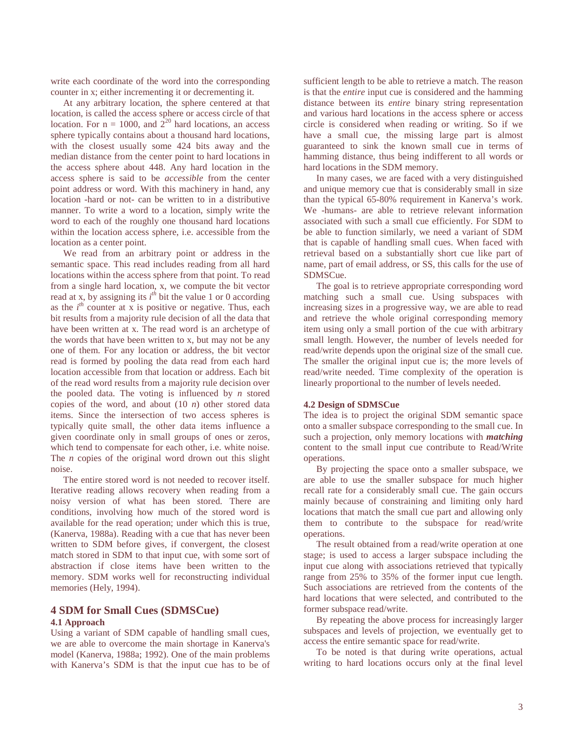write each coordinate of the word into the corresponding counter in x; either incrementing it or decrementing it.

At any arbitrary location, the sphere centered at that location, is called the access sphere or access circle of that location. For $n = 1000$, and $2^{20}$ hard locations, an access sphere typically contains about a thousand hard locations, with the closest usually some 424 bits away and the median distance from the center point to hard locations in the access sphere about 448. Any hard location in the access sphere is said to be *accessible* from the center point address or word. With this machinery in hand, any location -hard or not- can be written to in a distributive manner. To write a word to a location, simply write the word to each of the roughly one thousand hard locations within the location access sphere, i.e. accessible from the location as a center point.

We read from an arbitrary point or address in the semantic space. This read includes reading from all hard locations within the access sphere from that point. To read from a single hard location, x, we compute the bit vector read at x, by assigning its $i^{th}$ bit the value 1 or 0 according as the $i^{th}$ counter at x is positive or negative. Thus, each bit results from a majority rule decision of all the data that have been written at x. The read word is an archetype of the words that have been written to x, but may not be any one of them. For any location or address, the bit vector read is formed by pooling the data read from each hard location accessible from that location or address. Each bit of the read word results from a majority rule decision over the pooled data. The voting is influenced by $n$ stored copies of the word, and about (10 $n$) other stored data items. Since the intersection of two access spheres is typically quite small, the other data items influence a given coordinate only in small groups of ones or zeros, which tend to compensate for each other, i.e. white noise. The $n$ copies of the original word drown out this slight noise.

The entire stored word is not needed to recover itself. Iterative reading allows recovery when reading from a noisy version of what has been stored. There are conditions, involving how much of the stored word is available for the read operation; under which this is true, (Kanerva, 1988a). Reading with a cue that has never been written to SDM before gives, if convergent, the closest match stored in SDM to that input cue, with some sort of abstraction if close items have been written to the memory. SDM works well for reconstructing individual memories (Hely, 1994).

## 4 SDM for Small Cues (SDMSCue)

### 4.1 Approach

Using a variant of SDM capable of handling small cues, we are able to overcome the main shortage in Kanerva's model (Kanerva, 1988a; 1992). One of the main problems with Kanerva's SDM is that the input cue has to be of sufficient length to be able to retrieve a match. The reason is that the *entire* input cue is considered and the hamming distance between its *entire* binary string representation and various hard locations in the access sphere or access circle is considered when reading or writing. So if we have a small cue, the missing large part is almost guaranteed to sink the known small cue in terms of hamming distance, thus being indifferent to all words or hard locations in the SDM memory.

In many cases, we are faced with a very distinguished and unique memory cue that is considerably small in size than the typical 65-80% requirement in Kanerva's work. We -humans- are able to retrieve relevant information associated with such a small cue efficiently. For SDM to be able to function similarly, we need a variant of SDM that is capable of handling small cues. When faced with retrieval based on a substantially short cue like part of name, part of email address, or SS, this calls for the use of SDMSCue.

The goal is to retrieve appropriate corresponding word matching such a small cue. Using subspaces with increasing sizes in a progressive way, we are able to read and retrieve the whole original corresponding memory item using only a small portion of the cue with arbitrary small length. However, the number of levels needed for read/write depends upon the original size of the small cue. The smaller the original input cue is; the more levels of read/write needed. Time complexity of the operation is linearly proportional to the number of levels needed.

### 4.2 Design of SDMSCue

The idea is to project the original SDM semantic space onto a smaller subspace corresponding to the small cue. In such a projection, only memory locations with ***matching*** content to the small input cue contribute to Read/Write operations.

By projecting the space onto a smaller subspace, we are able to use the smaller subspace for much higher recall rate for a considerably small cue. The gain occurs mainly because of constraining and limiting only hard locations that match the small cue part and allowing only them to contribute to the subspace for read/write operations.

The result obtained from a read/write operation at one stage; is used to access a larger subspace including the input cue along with associations retrieved that typically range from 25% to 35% of the former input cue length. Such associations are retrieved from the contents of the hard locations that were selected, and contributed to the former subspace read/write.

By repeating the above process for increasingly larger subspaces and levels of projection, we eventually get to access the entire semantic space for read/write.

To be noted is that during write operations, actual writing to hard locations occurs only at the final level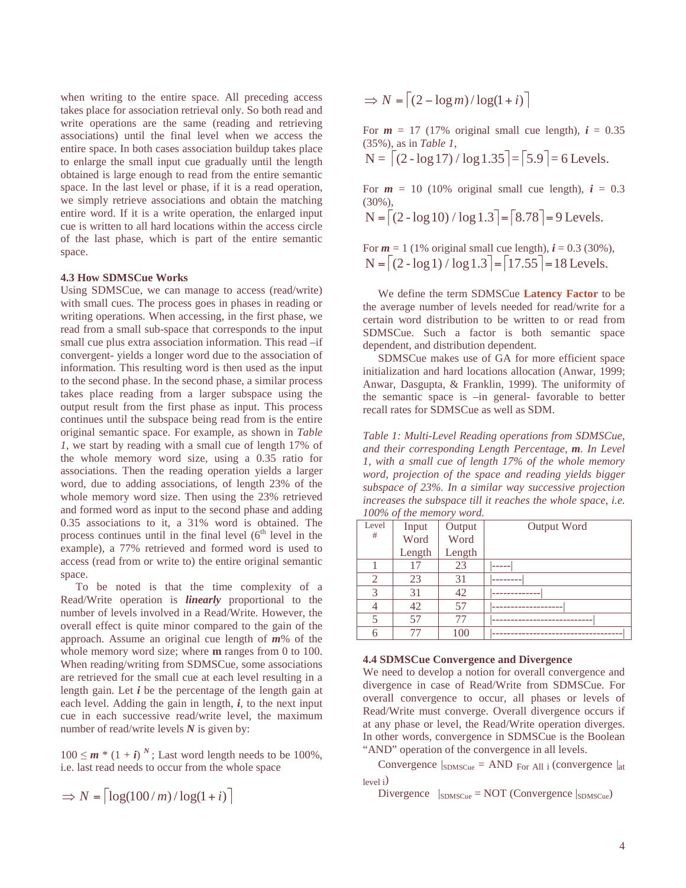when writing to the entire space. All preceding access takes place for association retrieval only. So both read and write operations are the same (reading and retrieving associations) until the final level when we access the entire space. In both cases association buildup takes place to enlarge the small input cue gradually until the length obtained is large enough to read from the entire semantic space. In the last level or phase, if it is a read operation, we simply retrieve associations and obtain the matching entire word. If it is a write operation, the enlarged input cue is written to all hard locations within the access circle of the last phase, which is part of the entire semantic space.

### 4.3 How SDMSCue Works

Using SDMSCue, we can manage to access (read/write) with small cues. The process goes in phases in reading or writing operations. When accessing, in the first phase, we read from a small sub-space that corresponds to the input small cue plus extra association information. This read –if convergent- yields a longer word due to the association of information. This resulting word is then used as the input to the second phase. In the second phase, a similar process takes place reading from a larger subspace using the output result from the first phase as input. This process continues until the subspace being read from is the entire original semantic space. For example, as shown in *Table 1*, we start by reading with a small cue of length 17% of the whole memory word size, using a 0.35 ratio for associations. Then the reading operation yields a larger word, due to adding associations, of length 23% of the whole memory word size. Then using the 23% retrieved and formed word as input to the second phase and adding 0.35 associations to it, a 31% word is obtained. The process continues until in the final level (6th level in the example), a 77% retrieved and formed word is used to access (read from or write to) the entire original semantic space.

To be noted is that the time complexity of a Read/Write operation is ***linearly*** proportional to the number of levels involved in a Read/Write. However, the overall effect is quite minor compared to the gain of the approach. Assume an original cue length of $m$% of the whole memory word size; where **m** ranges from 0 to 100. When reading/writing from SDMSCue, some associations are retrieved for the small cue at each level resulting in a length gain. Let $i$ be the percentage of the length gain at each level. Adding the gain in length, $i$, to the next input cue in each successive read/write level, the maximum number of read/write levels $N$ is given by:

$100 \le m * (1 + i)^N$; Last word length needs to be 100%, i.e. last read needs to occur from the whole space

$$\Rightarrow N = \lceil \log(100/m)/\log(1+i) \rceil$$

$$\Rightarrow N = \lceil (2 - \log m)/\log(1+i) \rceil$$

For $m$ = 17 (17% original small cue length), $i$ = 0.35 (35%), as in *Table 1*,

$$N = \lceil (2 - \log 17) / \log 1.35 \rceil = \lceil 5.9 \rceil = 6 \text{ Levels.}$$

For $m$ = 10 (10% original small cue length), $i$ = 0.3 (30%),

$$N = \lceil (2 - \log 10) / \log 1.3 \rceil = \lceil 8.78 \rceil = 9 \text{ Levels.}$$

For $m$ = 1 (1% original small cue length), $i$ = 0.3 (30%),

$$N = \lceil (2 - \log 1) / \log 1.3 \rceil = \lceil 17.55 \rceil = 18 \text{ Levels.}$$

We define the term SDMSCue **Latency Factor** to be the average number of levels needed for read/write for a certain word distribution to be written to or read from SDMSCue. Such a factor is both semantic space dependent, and distribution dependent.

SDMSCue makes use of GA for more efficient space initialization and hard locations allocation (Anwar, 1999; Anwar, Dasgupta, & Franklin, 1999). The uniformity of the semantic space is –in general- favorable to better recall rates for SDMSCue as well as SDM.

*Table 1: Multi-Level Reading operations from SDMSCue, and their corresponding Length Percentage,* ***m****. In Level 1, with a small cue of length 17% of the whole memory word, projection of the space and reading yields bigger subspace of 23%. In a similar way successive projection increases the subspace till it reaches the whole space, i.e. 100% of the memory word.*

| Level # | Input Word Length | Output Word Length | Output Word |
|---|---|---|---|
| 1 | 17 | 23 | \|-----\| |
| 2 | 23 | 31 | \|--------\| |
| 3 | 31 | 42 | \|-------------\| |
| 4 | 42 | 57 | \|-------------------\| |
| 5 | 57 | 77 | \|---------------------------\| |
| 6 | 77 | 100 | \|-----------------------------------\| |

### 4.4 SDMSCue Convergence and Divergence

We need to develop a notion for overall convergence and divergence in case of Read/Write from SDMSCue. For overall convergence to occur, all phases or levels of Read/Write must converge. Overall divergence occurs if at any phase or level, the Read/Write operation diverges. In other words, convergence in SDMSCue is the Boolean "AND" operation of the convergence in all levels.

$$\text{Convergence}\ |_{\text{SDMSCue}} = \text{AND}_{\text{ For All i}}\ (\text{convergence}\ |_{\text{at level i}})$$

$$\text{Divergence}\ |_{\text{SDMSCue}} = \text{NOT}\ (\text{Convergence}\ |_{\text{SDMSCue}})$$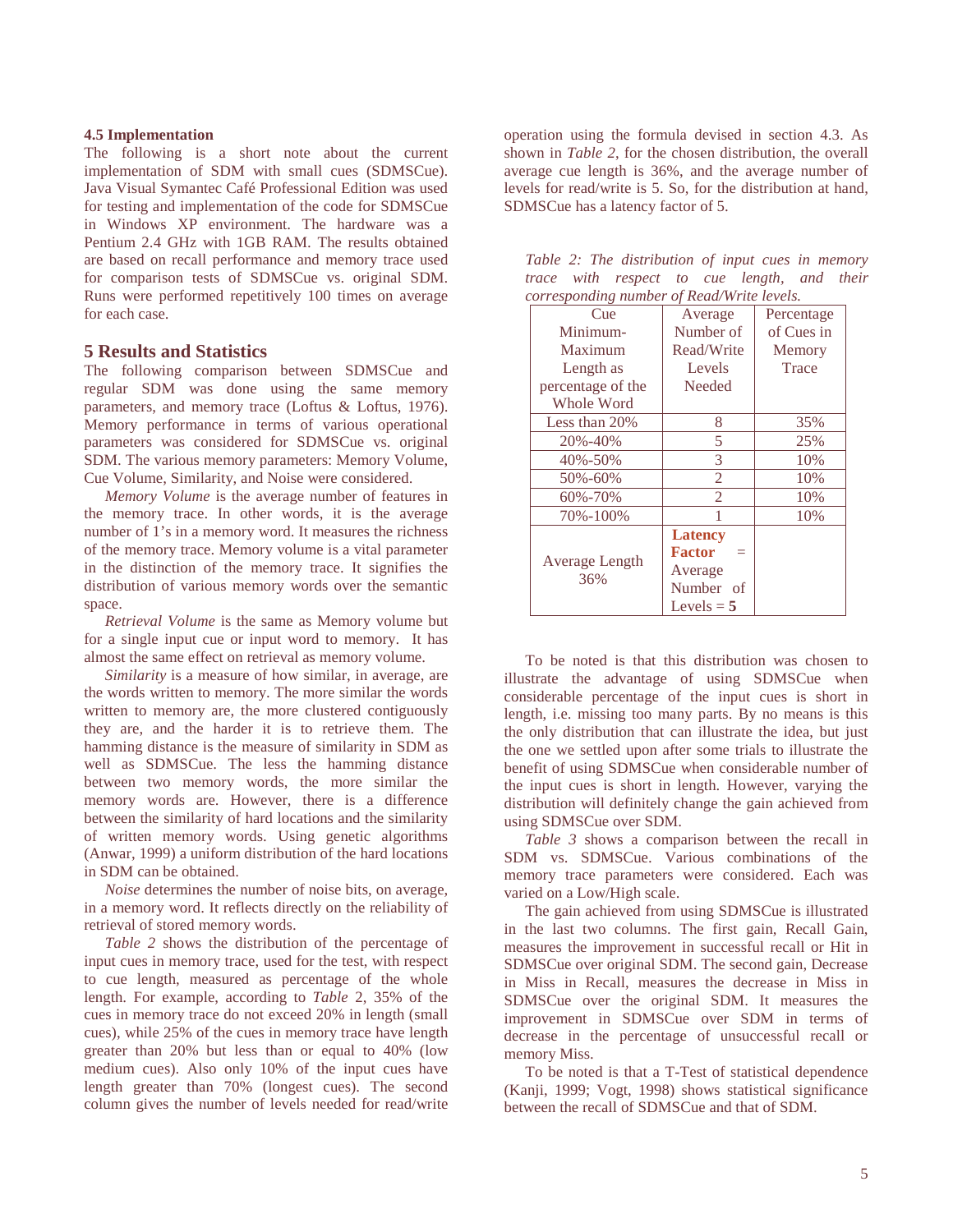### 4.5 Implementation

The following is a short note about the current implementation of SDM with small cues (SDMSCue). Java Visual Symantec Café Professional Edition was used for testing and implementation of the code for SDMSCue in Windows XP environment. The hardware was a Pentium 2.4 GHz with 1GB RAM. The results obtained are based on recall performance and memory trace used for comparison tests of SDMSCue vs. original SDM. Runs were performed repetitively 100 times on average for each case.

## 5 Results and Statistics

The following comparison between SDMSCue and regular SDM was done using the same memory parameters, and memory trace (Loftus & Loftus, 1976). Memory performance in terms of various operational parameters was considered for SDMSCue vs. original SDM. The various memory parameters: Memory Volume, Cue Volume, Similarity, and Noise were considered.

*Memory Volume* is the average number of features in the memory trace. In other words, it is the average number of 1's in a memory word. It measures the richness of the memory trace. Memory volume is a vital parameter in the distinction of the memory trace. It signifies the distribution of various memory words over the semantic space.

*Retrieval Volume* is the same as Memory volume but for a single input cue or input word to memory. It has almost the same effect on retrieval as memory volume.

*Similarity* is a measure of how similar, in average, are the words written to memory. The more similar the words written to memory are, the more clustered contiguously they are, and the harder it is to retrieve them. The hamming distance is the measure of similarity in SDM as well as SDMSCue. The less the hamming distance between two memory words, the more similar the memory words are. However, there is a difference between the similarity of hard locations and the similarity of written memory words. Using genetic algorithms (Anwar, 1999) a uniform distribution of the hard locations in SDM can be obtained.

*Noise* determines the number of noise bits, on average, in a memory word. It reflects directly on the reliability of retrieval of stored memory words.

*Table 2* shows the distribution of the percentage of input cues in memory trace, used for the test, with respect to cue length, measured as percentage of the whole length. For example, according to *Table* 2, 35% of the cues in memory trace do not exceed 20% in length (small cues), while 25% of the cues in memory trace have length greater than 20% but less than or equal to 40% (low medium cues). Also only 10% of the input cues have length greater than 70% (longest cues). The second column gives the number of levels needed for read/write operation using the formula devised in section 4.3. As shown in *Table 2*, for the chosen distribution, the overall average cue length is 36%, and the average number of levels for read/write is 5. So, for the distribution at hand, SDMSCue has a latency factor of 5.

*Table 2: The distribution of input cues in memory trace with respect to cue length, and their corresponding number of Read/Write levels.*

| Cue Minimum-Maximum Length as percentage of the Whole Word | Average Number of Read/Write Levels Needed | Percentage of Cues in Memory Trace |
|---|---|---|
| Less than 20% | 8 | 35% |
| 20%-40% | 5 | 25% |
| 40%-50% | 3 | 10% |
| 50%-60% | 2 | 10% |
| 60%-70% | 2 | 10% |
| 70%-100% | 1 | 10% |
| Average Length 36% | **Latency Factor** = Average Number of Levels = **5** | |

To be noted is that this distribution was chosen to illustrate the advantage of using SDMSCue when considerable percentage of the input cues is short in length, i.e. missing too many parts. By no means is this the only distribution that can illustrate the idea, but just the one we settled upon after some trials to illustrate the benefit of using SDMSCue when considerable number of the input cues is short in length. However, varying the distribution will definitely change the gain achieved from using SDMSCue over SDM.

*Table 3* shows a comparison between the recall in SDM vs. SDMSCue. Various combinations of the memory trace parameters were considered. Each was varied on a Low/High scale.

The gain achieved from using SDMSCue is illustrated in the last two columns. The first gain, Recall Gain, measures the improvement in successful recall or Hit in SDMSCue over original SDM. The second gain, Decrease in Miss in Recall, measures the decrease in Miss in SDMSCue over the original SDM. It measures the improvement in SDMSCue over SDM in terms of decrease in the percentage of unsuccessful recall or memory Miss.

To be noted is that a T-Test of statistical dependence (Kanji, 1999; Vogt, 1998) shows statistical significance between the recall of SDMSCue and that of SDM.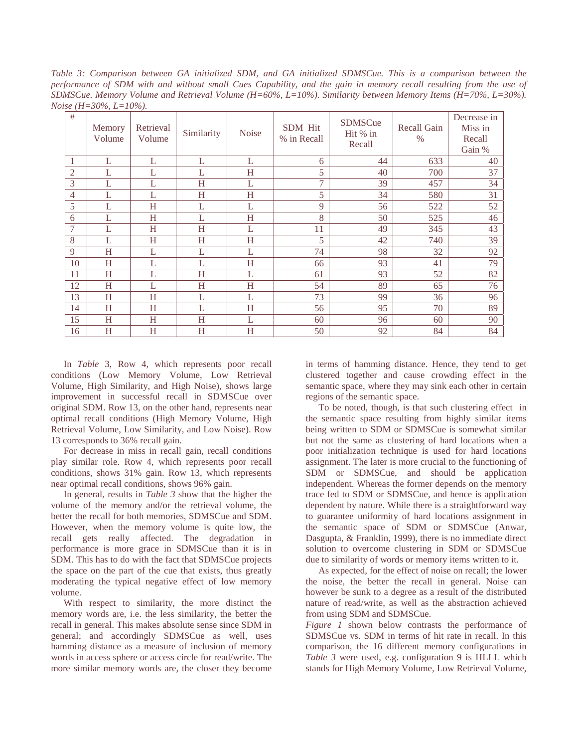*Table 3: Comparison between GA initialized SDM, and GA initialized SDMSCue. This is a comparison between the performance of SDM with and without small Cues Capability, and the gain in memory recall resulting from the use of SDMSCue. Memory Volume and Retrieval Volume (H=60%, L=10%). Similarity between Memory Items (H=70%, L=30%). Noise (H=30%, L=10%).*

| # | Memory Volume | Retrieval Volume | Similarity | Noise | SDM Hit % in Recall | SDMSCue Hit % in Recall | Recall Gain % | Decrease in Miss in Recall Gain % |
|---|---|---|---|---|---|---|---|---|
| 1 | L | L | L | L | 6 | 44 | 633 | 40 |
| 2 | L | L | L | H | 5 | 40 | 700 | 37 |
| 3 | L | L | H | L | 7 | 39 | 457 | 34 |
| 4 | L | L | H | H | 5 | 34 | 580 | 31 |
| 5 | L | H | L | L | 9 | 56 | 522 | 52 |
| 6 | L | H | L | H | 8 | 50 | 525 | 46 |
| 7 | L | H | H | L | 11 | 49 | 345 | 43 |
| 8 | L | H | H | H | 5 | 42 | 740 | 39 |
| 9 | H | L | L | L | 74 | 98 | 32 | 92 |
| 10 | H | L | L | H | 66 | 93 | 41 | 79 |
| 11 | H | L | H | L | 61 | 93 | 52 | 82 |
| 12 | H | L | H | H | 54 | 89 | 65 | 76 |
| 13 | H | H | L | L | 73 | 99 | 36 | 96 |
| 14 | H | H | L | H | 56 | 95 | 70 | 89 |
| 15 | H | H | H | L | 60 | 96 | 60 | 90 |
| 16 | H | H | H | H | 50 | 92 | 84 | 84 |

In *Table* 3, Row 4, which represents poor recall conditions (Low Memory Volume, Low Retrieval Volume, High Similarity, and High Noise), shows large improvement in successful recall in SDMSCue over original SDM. Row 13, on the other hand, represents near optimal recall conditions (High Memory Volume, High Retrieval Volume, Low Similarity, and Low Noise). Row 13 corresponds to 36% recall gain.

For decrease in miss in recall gain, recall conditions play similar role. Row 4, which represents poor recall conditions, shows 31% gain. Row 13, which represents near optimal recall conditions, shows 96% gain.

In general, results in *Table 3* show that the higher the volume of the memory and/or the retrieval volume, the better the recall for both memories, SDMSCue and SDM. However, when the memory volume is quite low, the recall gets really affected. The degradation in performance is more grace in SDMSCue than it is in SDM. This has to do with the fact that SDMSCue projects the space on the part of the cue that exists, thus greatly moderating the typical negative effect of low memory volume.

With respect to similarity, the more distinct the memory words are, i.e. the less similarity, the better the recall in general. This makes absolute sense since SDM in general; and accordingly SDMSCue as well, uses hamming distance as a measure of inclusion of memory words in access sphere or access circle for read/write. The more similar memory words are, the closer they become in terms of hamming distance. Hence, they tend to get clustered together and cause crowding effect in the semantic space, where they may sink each other in certain regions of the semantic space.

To be noted, though, is that such clustering effect in the semantic space resulting from highly similar items being written to SDM or SDMSCue is somewhat similar but not the same as clustering of hard locations when a poor initialization technique is used for hard locations assignment. The later is more crucial to the functioning of SDM or SDMSCue, and should be application independent. Whereas the former depends on the memory trace fed to SDM or SDMSCue, and hence is application dependent by nature. While there is a straightforward way to guarantee uniformity of hard locations assignment in the semantic space of SDM or SDMSCue (Anwar, Dasgupta, & Franklin, 1999), there is no immediate direct solution to overcome clustering in SDM or SDMSCue due to similarity of words or memory items written to it.

As expected, for the effect of noise on recall; the lower the noise, the better the recall in general. Noise can however be sunk to a degree as a result of the distributed nature of read/write, as well as the abstraction achieved from using SDM and SDMSCue.

*Figure 1* shown below contrasts the performance of SDMSCue vs. SDM in terms of hit rate in recall. In this comparison, the 16 different memory configurations in *Table 3* were used, e.g. configuration 9 is HLLL which stands for High Memory Volume, Low Retrieval Volume,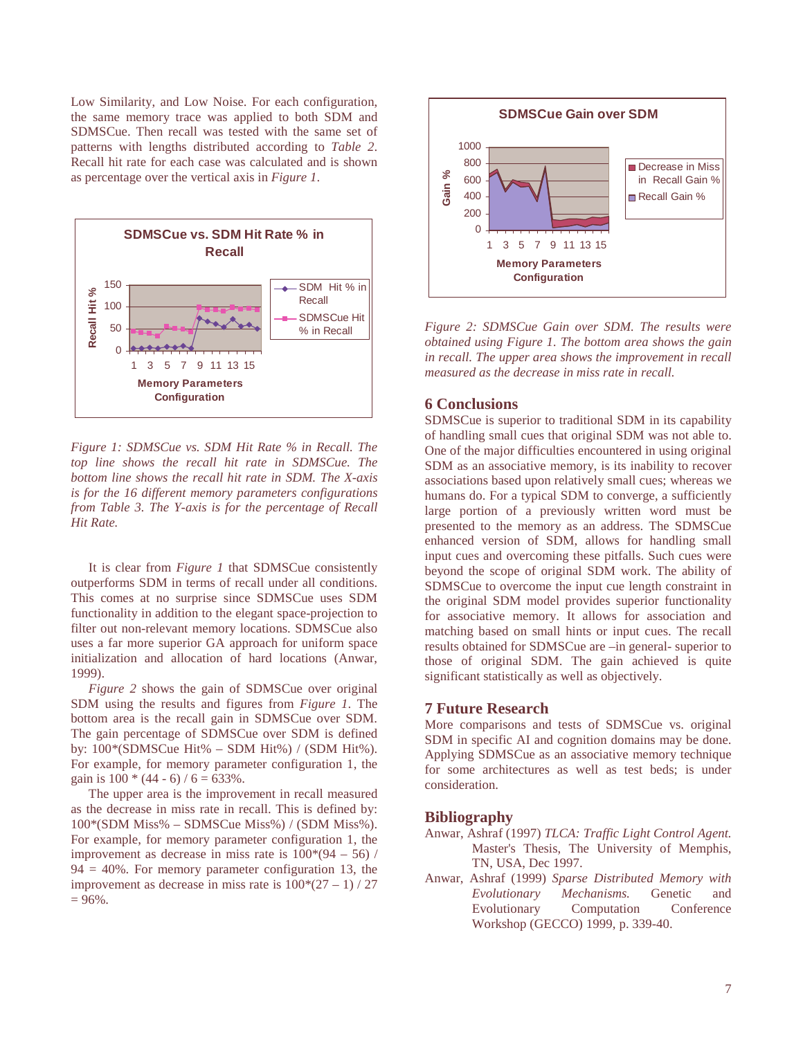Low Similarity, and Low Noise. For each configuration, the same memory trace was applied to both SDM and SDMSCue. Then recall was tested with the same set of patterns with lengths distributed according to *Table 2*. Recall hit rate for each case was calculated and is shown as percentage over the vertical axis in *Figure 1*.

*Figure 1: SDMSCue vs. SDM Hit Rate % in Recall. The top line shows the recall hit rate in SDMSCue. The bottom line shows the recall hit rate in SDM. The X-axis is for the 16 different memory parameters configurations from Table 3. The Y-axis is for the percentage of Recall Hit Rate.*

It is clear from *Figure 1* that SDMSCue consistently outperforms SDM in terms of recall under all conditions. This comes at no surprise since SDMSCue uses SDM functionality in addition to the elegant space-projection to filter out non-relevant memory locations. SDMSCue also uses a far more superior GA approach for uniform space initialization and allocation of hard locations (Anwar, 1999).

*Figure 2* shows the gain of SDMSCue over original SDM using the results and figures from *Figure 1*. The bottom area is the recall gain in SDMSCue over SDM. The gain percentage of SDMSCue over SDM is defined by: 100*(SDMSCue Hit% – SDM Hit%) / (SDM Hit%). For example, for memory parameter configuration 1, the gain is 100 * (44 - 6) / 6 = 633%.

The upper area is the improvement in recall measured as the decrease in miss rate in recall. This is defined by: 100*(SDM Miss% – SDMSCue Miss%) / (SDM Miss%). For example, for memory parameter configuration 1, the improvement as decrease in miss rate is 100*(94 – 56) / 94 = 40%. For memory parameter configuration 13, the improvement as decrease in miss rate is 100*(27 – 1) / 27 = 96%.

*Figure 2: SDMSCue Gain over SDM. The results were obtained using Figure 1. The bottom area shows the gain in recall. The upper area shows the improvement in recall measured as the decrease in miss rate in recall.*

## 6 Conclusions

SDMSCue is superior to traditional SDM in its capability of handling small cues that original SDM was not able to. One of the major difficulties encountered in using original SDM as an associative memory, is its inability to recover associations based upon relatively small cues; whereas we humans do. For a typical SDM to converge, a sufficiently large portion of a previously written word must be presented to the memory as an address. The SDMSCue enhanced version of SDM, allows for handling small input cues and overcoming these pitfalls. Such cues were beyond the scope of original SDM work. The ability of SDMSCue to overcome the input cue length constraint in the original SDM model provides superior functionality for associative memory. It allows for association and matching based on small hints or input cues. The recall results obtained for SDMSCue are –in general- superior to those of original SDM. The gain achieved is quite significant statistically as well as objectively.

## 7 Future Research

More comparisons and tests of SDMSCue vs. original SDM in specific AI and cognition domains may be done. Applying SDMSCue as an associative memory technique for some architectures as well as test beds; is under consideration.

## Bibliography

Anwar, Ashraf (1997) *TLCA: Traffic Light Control Agent.* Master's Thesis, The University of Memphis, TN, USA, Dec 1997.

Anwar, Ashraf (1999) *Sparse Distributed Memory with Evolutionary Mechanisms.* Genetic and Evolutionary Computation Conference Workshop (GECCO) 1999, p. 339-40.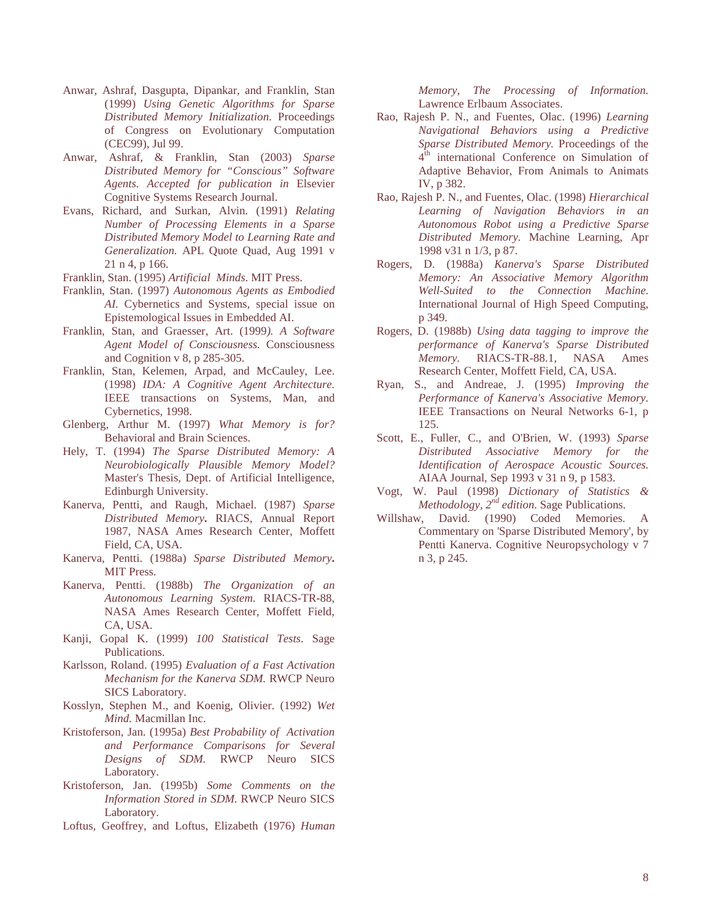Anwar, Ashraf, Dasgupta, Dipankar, and Franklin, Stan (1999) *Using Genetic Algorithms for Sparse Distributed Memory Initialization.* Proceedings of Congress on Evolutionary Computation (CEC99), Jul 99.

Anwar, Ashraf, & Franklin, Stan (2003) *Sparse Distributed Memory for "Conscious" Software Agents. Accepted for publication in* Elsevier Cognitive Systems Research Journal.

Evans, Richard, and Surkan, Alvin. (1991) *Relating Number of Processing Elements in a Sparse Distributed Memory Model to Learning Rate and Generalization.* APL Quote Quad, Aug 1991 v 21 n 4, p 166.

Franklin, Stan. (1995) *Artificial Minds*. MIT Press.

Franklin, Stan. (1997) *Autonomous Agents as Embodied AI.* Cybernetics and Systems, special issue on Epistemological Issues in Embedded AI.

Franklin, Stan, and Graesser, Art. (1999). *A Software Agent Model of Consciousness.* Consciousness and Cognition v 8, p 285-305.

Franklin, Stan, Kelemen, Arpad, and McCauley, Lee. (1998) *IDA: A Cognitive Agent Architecture.* IEEE transactions on Systems, Man, and Cybernetics, 1998.

Glenberg, Arthur M. (1997) *What Memory is for?* Behavioral and Brain Sciences.

Hely, T. (1994) *The Sparse Distributed Memory: A Neurobiologically Plausible Memory Model?* Master's Thesis, Dept. of Artificial Intelligence, Edinburgh University.

Kanerva, Pentti, and Raugh, Michael. (1987) *Sparse Distributed Memory***.** RIACS, Annual Report 1987, NASA Ames Research Center, Moffett Field, CA, USA.

Kanerva, Pentti. (1988a) *Sparse Distributed Memory***.** MIT Press.

Kanerva, Pentti. (1988b) *The Organization of an Autonomous Learning System.* RIACS-TR-88, NASA Ames Research Center, Moffett Field, CA, USA.

Kanji, Gopal K. (1999) *100 Statistical Tests*. Sage Publications.

Karlsson, Roland. (1995) *Evaluation of a Fast Activation Mechanism for the Kanerva SDM.* RWCP Neuro SICS Laboratory.

Kosslyn, Stephen M., and Koenig, Olivier. (1992) *Wet Mind.* Macmillan Inc.

Kristoferson, Jan. (1995a) *Best Probability of Activation and Performance Comparisons for Several Designs of SDM.* RWCP Neuro SICS Laboratory.

Kristoferson, Jan. (1995b) *Some Comments on the Information Stored in SDM.* RWCP Neuro SICS Laboratory.

Loftus, Geoffrey, and Loftus, Elizabeth (1976) *Human Memory, The Processing of Information.* Lawrence Erlbaum Associates.

Rao, Rajesh P. N., and Fuentes, Olac. (1996) *Learning Navigational Behaviors using a Predictive Sparse Distributed Memory.* Proceedings of the 4th international Conference on Simulation of Adaptive Behavior, From Animals to Animats IV, p 382.

Rao, Rajesh P. N., and Fuentes, Olac. (1998) *Hierarchical Learning of Navigation Behaviors in an Autonomous Robot using a Predictive Sparse Distributed Memory.* Machine Learning, Apr 1998 v31 n 1/3, p 87.

Rogers, D. (1988a) *Kanerva's Sparse Distributed Memory: An Associative Memory Algorithm Well-Suited to the Connection Machine.* International Journal of High Speed Computing, p 349.

Rogers, D. (1988b) *Using data tagging to improve the performance of Kanerva's Sparse Distributed Memory.* RIACS-TR-88.1, NASA Ames Research Center, Moffett Field, CA, USA.

Ryan, S., and Andreae, J. (1995) *Improving the Performance of Kanerva's Associative Memory.* IEEE Transactions on Neural Networks 6-1, p 125.

Scott, E., Fuller, C., and O'Brien, W. (1993) *Sparse Distributed Associative Memory for the Identification of Aerospace Acoustic Sources.* AIAA Journal, Sep 1993 v 31 n 9, p 1583.

Vogt, W. Paul (1998) *Dictionary of Statistics & Methodology, 2nd edition*. Sage Publications.

Willshaw, David. (1990) Coded Memories. A Commentary on 'Sparse Distributed Memory', by Pentti Kanerva. Cognitive Neuropsychology v 7 n 3, p 245.